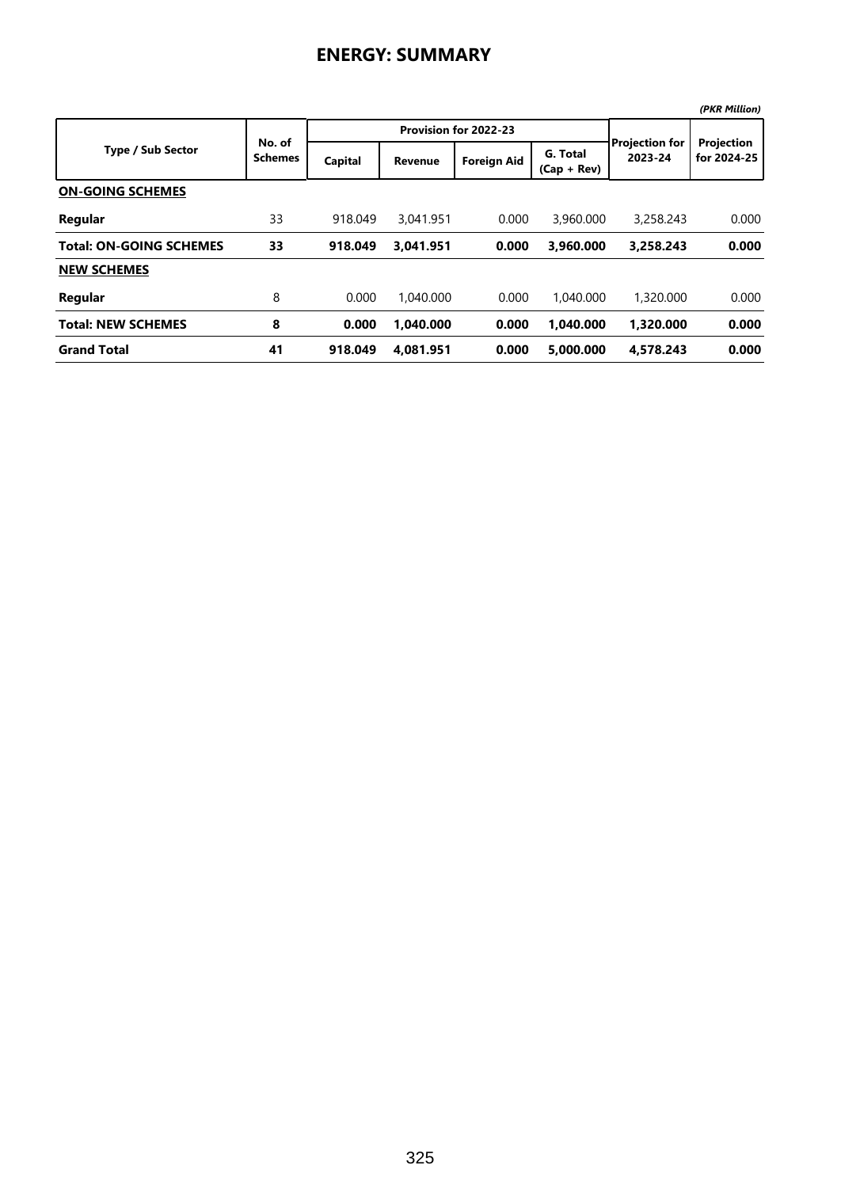# ENERGY: SUMMARY

*(PKR Million)*

| Type / Sub Sector | No. of Schemes | Provision for 2022-23 | | | | Projection for 2023-24 | Projection for 2024-25 |
|---|---|---|---|---|---|---|---|
| | | Capital | Revenue | Foreign Aid | G. Total (Cap + Rev) | | |
| **ON-GOING SCHEMES** | | | | | | | |
| **Regular** | 33 | 918.049 | 3,041.951 | 0.000 | 3,960.000 | 3,258.243 | 0.000 |
| **Total: ON-GOING SCHEMES** | **33** | **918.049** | **3,041.951** | **0.000** | **3,960.000** | **3,258.243** | **0.000** |
| **NEW SCHEMES** | | | | | | | |
| **Regular** | 8 | 0.000 | 1,040.000 | 0.000 | 1,040.000 | 1,320.000 | 0.000 |
| **Total: NEW SCHEMES** | **8** | **0.000** | **1,040.000** | **0.000** | **1,040.000** | **1,320.000** | **0.000** |
| **Grand Total** | **41** | **918.049** | **4,081.951** | **0.000** | **5,000.000** | **4,578.243** | **0.000** |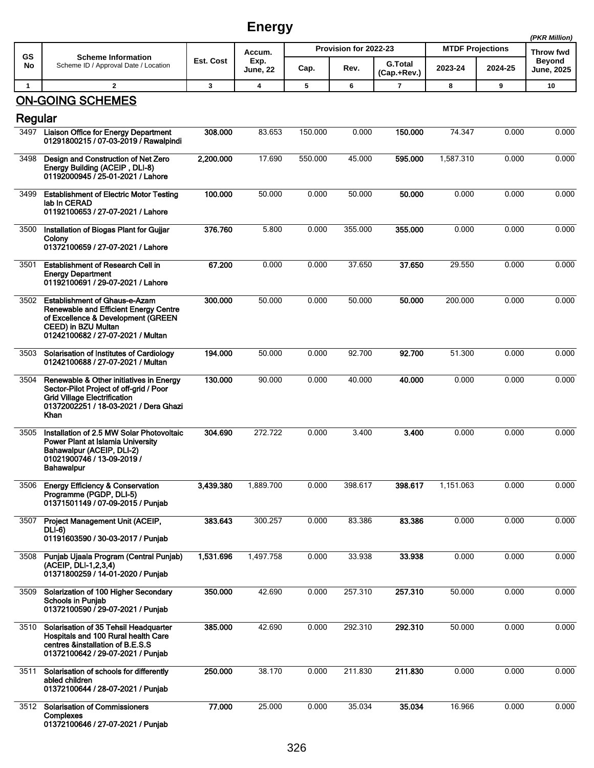# Energy

*(PKR Million)*

| GS No | Scheme Information<br>Scheme ID / Approval Date / Location | Est. Cost | Accum. Exp. June, 22 | Provision for 2022-23 | | | MTDF Projections | | Throw fwd Beyond June, 2025 |
|---|---|---|---|---|---|---|---|---|---|
| | | | | Cap. | Rev. | G.Total (Cap.+Rev.) | 2023-24 | 2024-25 | |
| 1 | 2 | 3 | 4 | 5 | 6 | 7 | 8 | 9 | 10 |

## ON-GOING SCHEMES

### Regular

| GS No | Scheme Information | Est. Cost | Accum. Exp. June, 22 | Cap. | Rev. | G.Total (Cap.+Rev.) | 2023-24 | 2024-25 | Throw fwd Beyond June, 2025 |
|---|---|---|---|---|---|---|---|---|---|
| 3497 | **Liaison Office for Energy Department**<br>**01291800215 / 07-03-2019 / Rawalpindi** | **308.000** | 83.653 | 150.000 | 0.000 | **150.000** | 74.347 | 0.000 | 0.000 |
| 3498 | **Design and Construction of Net Zero Energy Building (ACEIP , DLI-8)**<br>**01192000945 / 25-01-2021 / Lahore** | **2,200.000** | 17.690 | 550.000 | 45.000 | **595.000** | 1,587.310 | 0.000 | 0.000 |
| 3499 | **Establishment of Electric Motor Testing lab In CERAD**<br>**01192100653 / 27-07-2021 / Lahore** | **100.000** | 50.000 | 0.000 | 50.000 | **50.000** | 0.000 | 0.000 | 0.000 |
| 3500 | **Installation of Biogas Plant for Gujjar Colony**<br>**01372100659 / 27-07-2021 / Lahore** | **376.760** | 5.800 | 0.000 | 355.000 | **355.000** | 0.000 | 0.000 | 0.000 |
| 3501 | **Establishment of Research Cell in Energy Department**<br>**01192100691 / 29-07-2021 / Lahore** | **67.200** | 0.000 | 0.000 | 37.650 | **37.650** | 29.550 | 0.000 | 0.000 |
| 3502 | **Establishment of Ghaus-e-Azam Renewable and Efficient Energy Centre of Excellence & Development (GREEN CEED) in BZU Multan**<br>**01242100682 / 27-07-2021 / Multan** | **300.000** | 50.000 | 0.000 | 50.000 | **50.000** | 200.000 | 0.000 | 0.000 |
| 3503 | **Solarisation of Institutes of Cardiology**<br>**01242100688 / 27-07-2021 / Multan** | **194.000** | 50.000 | 0.000 | 92.700 | **92.700** | 51.300 | 0.000 | 0.000 |
| 3504 | **Renewable & Other initiatives in Energy Sector-Pilot Project of off-grid / Poor Grid Village Electrification**<br>**01372002251 / 18-03-2021 / Dera Ghazi Khan** | **130.000** | 90.000 | 0.000 | 40.000 | **40.000** | 0.000 | 0.000 | 0.000 |
| 3505 | **Installation of 2.5 MW Solar Photovoltaic Power Plant at Islamia University Bahawalpur (ACEIP, DLI-2)**<br>**01021900746 / 13-09-2019 / Bahawalpur** | **304.690** | 272.722 | 0.000 | 3.400 | **3.400** | 0.000 | 0.000 | 0.000 |
| 3506 | **Energy Efficiency & Conservation Programme (PGDP, DLI-5)**<br>**01371501149 / 07-09-2015 / Punjab** | **3,439.380** | 1,889.700 | 0.000 | 398.617 | **398.617** | 1,151.063 | 0.000 | 0.000 |
| 3507 | **Project Management Unit (ACEIP, DLI-6)**<br>**01191603590 / 30-03-2017 / Punjab** | **383.643** | 300.257 | 0.000 | 83.386 | **83.386** | 0.000 | 0.000 | 0.000 |
| 3508 | **Punjab Ujaala Program (Central Punjab) (ACEIP, DLI-1,2,3,4)**<br>**01371800259 / 14-01-2020 / Punjab** | **1,531.696** | 1,497.758 | 0.000 | 33.938 | **33.938** | 0.000 | 0.000 | 0.000 |
| 3509 | **Solarization of 100 Higher Secondary Schools in Punjab**<br>**01372100590 / 29-07-2021 / Punjab** | **350.000** | 42.690 | 0.000 | 257.310 | **257.310** | 50.000 | 0.000 | 0.000 |
| 3510 | **Solarisation of 35 Tehsil Headquarter Hospitals and 100 Rural health Care centres &installation of B.E.S.S**<br>**01372100642 / 29-07-2021 / Punjab** | **385.000** | 42.690 | 0.000 | 292.310 | **292.310** | 50.000 | 0.000 | 0.000 |
| 3511 | **Solarisation of schools for differently abled children**<br>**01372100644 / 28-07-2021 / Punjab** | **250.000** | 38.170 | 0.000 | 211.830 | **211.830** | 0.000 | 0.000 | 0.000 |
| 3512 | **Solarisation of Commissioners Complexes**<br>**01372100646 / 27-07-2021 / Punjab** | **77.000** | 25.000 | 0.000 | 35.034 | **35.034** | 16.966 | 0.000 | 0.000 |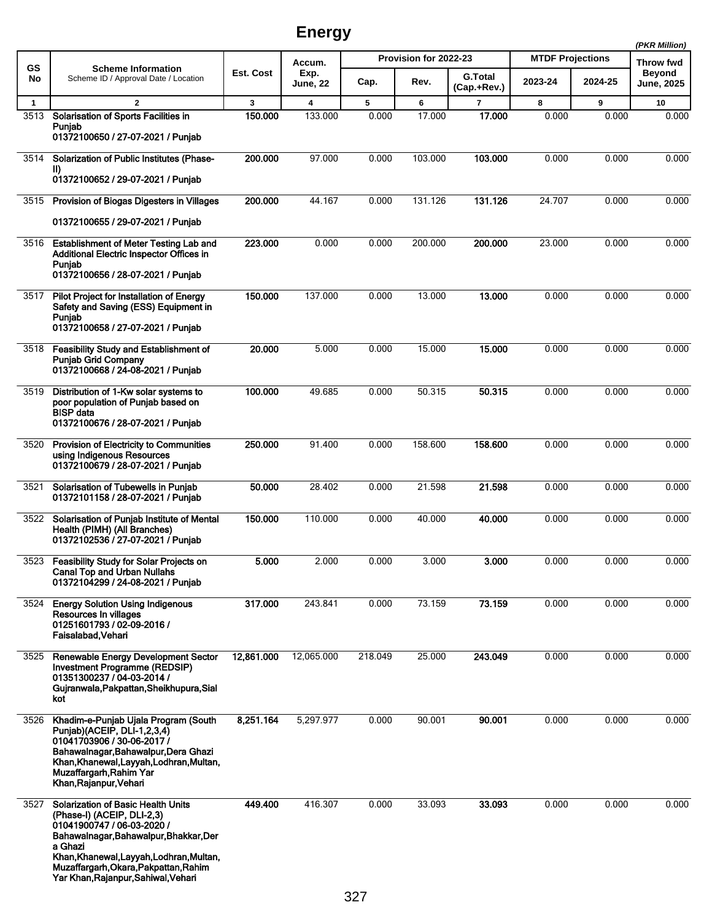# Energy

*(PKR Million)*

| GS No | Scheme Information<br>Scheme ID / Approval Date / Location | Est. Cost | Accum. Exp. June, 22 | Provision for 2022-23 | | | MTDF Projections | | Throw fwd Beyond June, 2025 |
|---|---|---|---|---|---|---|---|---|---|
| | | | | Cap. | Rev. | G.Total (Cap.+Rev.) | 2023-24 | 2024-25 | |
| 1 | 2 | 3 | 4 | 5 | 6 | 7 | 8 | 9 | 10 |
| 3513 | **Solarisation of Sports Facilities in Punjab**<br>**01372100650 / 27-07-2021 / Punjab** | **150.000** | 133.000 | 0.000 | 17.000 | **17.000** | 0.000 | 0.000 | 0.000 |
| 3514 | **Solarization of Public Institutes (Phase-II)**<br>**01372100652 / 29-07-2021 / Punjab** | **200.000** | 97.000 | 0.000 | 103.000 | **103.000** | 0.000 | 0.000 | 0.000 |
| 3515 | **Provision of Biogas Digesters in Villages**<br>**01372100655 / 29-07-2021 / Punjab** | **200.000** | 44.167 | 0.000 | 131.126 | **131.126** | 24.707 | 0.000 | 0.000 |
| 3516 | **Establishment of Meter Testing Lab and Additional Electric Inspector Offices in Punjab**<br>**01372100656 / 28-07-2021 / Punjab** | **223.000** | 0.000 | 0.000 | 200.000 | **200.000** | 23.000 | 0.000 | 0.000 |
| 3517 | **Pilot Project for Installation of Energy Safety and Saving (ESS) Equipment in Punjab**<br>**01372100658 / 27-07-2021 / Punjab** | **150.000** | 137.000 | 0.000 | 13.000 | **13.000** | 0.000 | 0.000 | 0.000 |
| 3518 | **Feasibility Study and Establishment of Punjab Grid Company**<br>**01372100668 / 24-08-2021 / Punjab** | **20.000** | 5.000 | 0.000 | 15.000 | **15.000** | 0.000 | 0.000 | 0.000 |
| 3519 | **Distribution of 1-Kw solar systems to poor population of Punjab based on BISP data**<br>**01372100676 / 28-07-2021 / Punjab** | **100.000** | 49.685 | 0.000 | 50.315 | **50.315** | 0.000 | 0.000 | 0.000 |
| 3520 | **Provision of Electricity to Communities using Indigenous Resources**<br>**01372100679 / 28-07-2021 / Punjab** | **250.000** | 91.400 | 0.000 | 158.600 | **158.600** | 0.000 | 0.000 | 0.000 |
| 3521 | **Solarisation of Tubewells in Punjab**<br>**01372101158 / 28-07-2021 / Punjab** | **50.000** | 28.402 | 0.000 | 21.598 | **21.598** | 0.000 | 0.000 | 0.000 |
| 3522 | **Solarisation of Punjab Institute of Mental Health (PIMH) (All Branches)**<br>**01372102536 / 27-07-2021 / Punjab** | **150.000** | 110.000 | 0.000 | 40.000 | **40.000** | 0.000 | 0.000 | 0.000 |
| 3523 | **Feasibility Study for Solar Projects on Canal Top and Urban Nullahs**<br>**01372104299 / 24-08-2021 / Punjab** | **5.000** | 2.000 | 0.000 | 3.000 | **3.000** | 0.000 | 0.000 | 0.000 |
| 3524 | **Energy Solution Using Indigenous Resources In villages**<br>**01251601793 / 02-09-2016 / Faisalabad,Vehari** | **317.000** | 243.841 | 0.000 | 73.159 | **73.159** | 0.000 | 0.000 | 0.000 |
| 3525 | **Renewable Energy Development Sector Investment Programme (REDSIP)**<br>**01351300237 / 04-03-2014 / Gujranwala,Pakpattan,Sheikhupura,Sialkot** | **12,861.000** | 12,065.000 | 218.049 | 25.000 | **243.049** | 0.000 | 0.000 | 0.000 |
| 3526 | **Khadim-e-Punjab Ujala Program (South Punjab)(ACEIP, DLI-1,2,3,4)**<br>**01041703906 / 30-06-2017 / Bahawalnagar,Bahawalpur,Dera Ghazi Khan,Khanewal,Layyah,Lodhran,Multan, Muzaffargarh,Rahim Yar Khan,Rajanpur,Vehari** | **8,251.164** | 5,297.977 | 0.000 | 90.001 | **90.001** | 0.000 | 0.000 | 0.000 |
| 3527 | **Solarization of Basic Health Units (Phase-I) (ACEIP, DLI-2,3)**<br>**01041900747 / 06-03-2020 / Bahawalnagar,Bahawalpur,Bhakkar,Dera Ghazi Khan,Khanewal,Layyah,Lodhran,Multan, Muzaffargarh,Okara,Pakpattan,Rahim Yar Khan,Rajanpur,Sahiwal,Vehari** | **449.400** | 416.307 | 0.000 | 33.093 | **33.093** | 0.000 | 0.000 | 0.000 |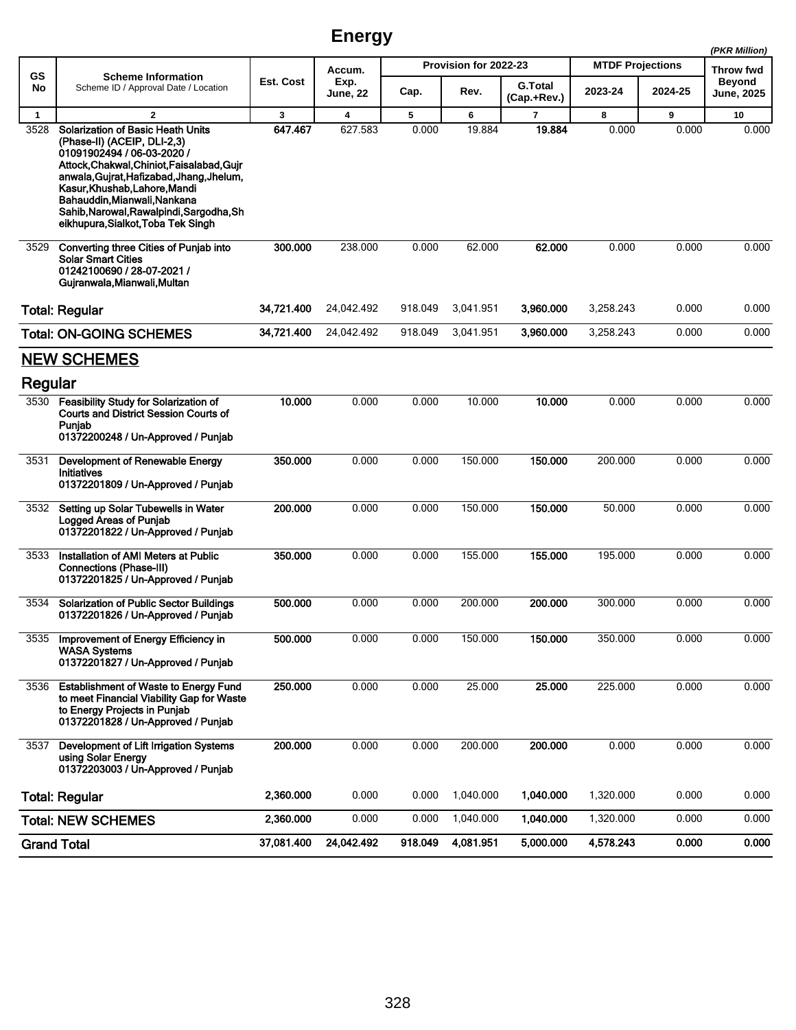# Energy

*(PKR Million)*

| GS No | Scheme Information<br>Scheme ID / Approval Date / Location | Est. Cost | Accum. Exp. June, 22 | Provision for 2022-23 | | | MTDF Projections | | Throw fwd Beyond June, 2025 |
|---|---|---|---|---|---|---|---|---|---|
| | | | | Cap. | Rev. | G.Total (Cap.+Rev.) | 2023-24 | 2024-25 | |
| 1 | 2 | 3 | 4 | 5 | 6 | 7 | 8 | 9 | 10 |
| 3528 | **Solarization of Basic Heath Units (Phase-II) (ACEIP, DLI-2,3) 01091902494 / 06-03-2020 / Attock,Chakwal,Chiniot,Faisalabad,Gujranwala,Gujrat,Hafizabad,Jhang,Jhelum, Kasur,Khushab,Lahore,Mandi Bahauddin,Mianwali,Nankana Sahib,Narowal,Rawalpindi,Sargodha,Sheikhupura,Sialkot,Toba Tek Singh** | **647.467** | 627.583 | 0.000 | 19.884 | **19.884** | 0.000 | 0.000 | 0.000 |
| 3529 | **Converting three Cities of Punjab into Solar Smart Cities 01242100690 / 28-07-2021 / Gujranwala,Mianwali,Multan** | **300.000** | 238.000 | 0.000 | 62.000 | **62.000** | 0.000 | 0.000 | 0.000 |
| **Total: Regular** | | **34,721.400** | 24,042.492 | 918.049 | 3,041.951 | **3,960.000** | 3,258.243 | 0.000 | 0.000 |
| **Total: ON-GOING SCHEMES** | | **34,721.400** | 24,042.492 | 918.049 | 3,041.951 | **3,960.000** | 3,258.243 | 0.000 | 0.000 |
| **NEW SCHEMES** | | | | | | | | | |
| **Regular** | | | | | | | | | |
| 3530 | **Feasibility Study for Solarization of Courts and District Session Courts of Punjab 01372200248 / Un-Approved / Punjab** | **10.000** | 0.000 | 0.000 | 10.000 | **10.000** | 0.000 | 0.000 | 0.000 |
| 3531 | **Development of Renewable Energy Initiatives 01372201809 / Un-Approved / Punjab** | **350.000** | 0.000 | 0.000 | 150.000 | **150.000** | 200.000 | 0.000 | 0.000 |
| 3532 | **Setting up Solar Tubewells in Water Logged Areas of Punjab 01372201822 / Un-Approved / Punjab** | **200.000** | 0.000 | 0.000 | 150.000 | **150.000** | 50.000 | 0.000 | 0.000 |
| 3533 | **Installation of AMI Meters at Public Connections (Phase-III) 01372201825 / Un-Approved / Punjab** | **350.000** | 0.000 | 0.000 | 155.000 | **155.000** | 195.000 | 0.000 | 0.000 |
| 3534 | **Solarization of Public Sector Buildings 01372201826 / Un-Approved / Punjab** | **500.000** | 0.000 | 0.000 | 200.000 | **200.000** | 300.000 | 0.000 | 0.000 |
| 3535 | **Improvement of Energy Efficiency in WASA Systems 01372201827 / Un-Approved / Punjab** | **500.000** | 0.000 | 0.000 | 150.000 | **150.000** | 350.000 | 0.000 | 0.000 |
| 3536 | **Establishment of Waste to Energy Fund to meet Financial Viability Gap for Waste to Energy Projects in Punjab 01372201828 / Un-Approved / Punjab** | **250.000** | 0.000 | 0.000 | 25.000 | **25.000** | 225.000 | 0.000 | 0.000 |
| 3537 | **Development of Lift Irrigation Systems using Solar Energy 01372203003 / Un-Approved / Punjab** | **200.000** | 0.000 | 0.000 | 200.000 | **200.000** | 0.000 | 0.000 | 0.000 |
| **Total: Regular** | | **2,360.000** | 0.000 | 0.000 | 1,040.000 | **1,040.000** | 1,320.000 | 0.000 | 0.000 |
| **Total: NEW SCHEMES** | | **2,360.000** | 0.000 | 0.000 | 1,040.000 | **1,040.000** | 1,320.000 | 0.000 | 0.000 |
| **Grand Total** | | **37,081.400** | **24,042.492** | **918.049** | **4,081.951** | **5,000.000** | **4,578.243** | **0.000** | **0.000** |